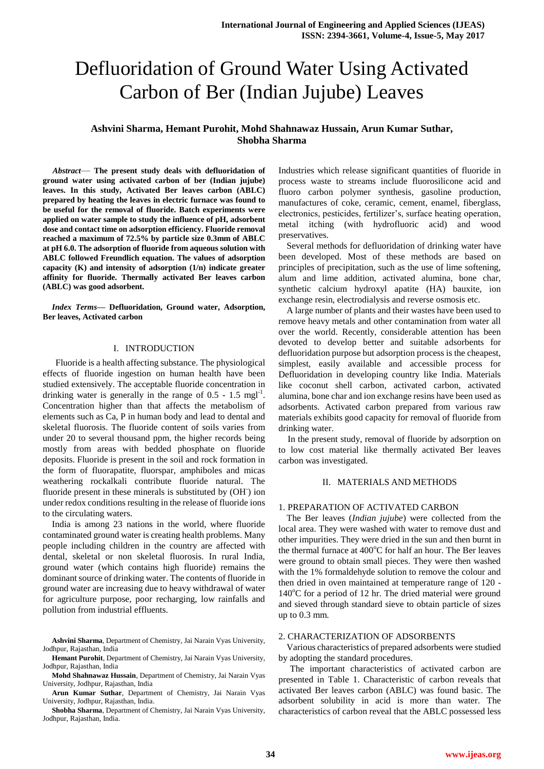# Defluoridation of Ground Water Using Activated Carbon of Ber (Indian Jujube) Leaves

**Ashvini Sharma, Hemant Purohit, Mohd Shahnawaz Hussain, Arun Kumar Suthar, Shobha Sharma**

***Abstract*— The present study deals with defluoridation of ground water using activated carbon of ber (Indian jujube) leaves. In this study, Activated Ber leaves carbon (ABLC) prepared by heating the leaves in electric furnace was found to be useful for the removal of fluoride. Batch experiments were applied on water sample to study the influence of pH, adsorbent dose and contact time on adsorption efficiency. Fluoride removal reached a maximum of 72.5% by particle size 0.3mm of ABLC at pH 6.0. The adsorption of fluoride from aqueous solution with ABLC followed Freundlich equation. The values of adsorption capacity (K) and intensity of adsorption (1/n) indicate greater affinity for fluoride. Thermally activated Ber leaves carbon (ABLC) was good adsorbent.**

***Index Terms*— Defluoridation, Ground water, Adsorption, Ber leaves, Activated carbon**

## I. INTRODUCTION

Fluoride is a health affecting substance. The physiological effects of fluoride ingestion on human health have been studied extensively. The acceptable fluoride concentration in drinking water is generally in the range of 0.5 - 1.5 $mgl^{-1}$. Concentration higher than that affects the metabolism of elements such as Ca, P in human body and lead to dental and skeletal fluorosis. The fluoride content of soils varies from under 20 to several thousand ppm, the higher records being mostly from areas with bedded phosphate on fluoride deposits. Fluoride is present in the soil and rock formation in the form of fluorapatite, fluorspar, amphiboles and micas weathering rockalkali contribute fluoride natural. The fluoride present in these minerals is substituted by ($OH^-$) ion under redox conditions resulting in the release of fluoride ions to the circulating waters.

India is among 23 nations in the world, where fluoride contaminated ground water is creating health problems. Many people including children in the country are affected with dental, skeletal or non skeletal fluorosis. In rural India, ground water (which contains high fluoride) remains the dominant source of drinking water. The contents of fluoride in ground water are increasing due to heavy withdrawal of water for agriculture purpose, poor recharging, low rainfalls and pollution from industrial effluents.

**Ashvini Sharma**, Department of Chemistry, Jai Narain Vyas University, Jodhpur, Rajasthan, India

**Hemant Purohit**, Department of Chemistry, Jai Narain Vyas University, Jodhpur, Rajasthan, India

**Mohd Shahnawaz Hussain**, Department of Chemistry, Jai Narain Vyas University, Jodhpur, Rajasthan, India

**Arun Kumar Suthar**, Department of Chemistry, Jai Narain Vyas University, Jodhpur, Rajasthan, India.

**Shobha Sharma**, Department of Chemistry, Jai Narain Vyas University, Jodhpur, Rajasthan, India.

Industries which release significant quantities of fluoride in process waste to streams include fluorosilicone acid and fluoro carbon polymer synthesis, gasoline production, manufactures of coke, ceramic, cement, enamel, fiberglass, electronics, pesticides, fertilizer's, surface heating operation, metal itching (with hydrofluoric acid) and wood preservatives.

Several methods for defluoridation of drinking water have been developed. Most of these methods are based on principles of precipitation, such as the use of lime softening, alum and lime addition, activated alumina, bone char, synthetic calcium hydroxyl apatite (HA) bauxite, ion exchange resin, electrodialysis and reverse osmosis etc.

A large number of plants and their wastes have been used to remove heavy metals and other contamination from water all over the world. Recently, considerable attention has been devoted to develop better and suitable adsorbents for defluoridation purpose but adsorption process is the cheapest, simplest, easily available and accessible process for Defluoridation in developing country like India. Materials like coconut shell carbon, activated carbon, activated alumina, bone char and ion exchange resins have been used as adsorbents. Activated carbon prepared from various raw materials exhibits good capacity for removal of fluoride from drinking water.

In the present study, removal of fluoride by adsorption on to low cost material like thermally activated Ber leaves carbon was investigated.

## II. MATERIALS AND METHODS

### 1. PREPARATION OF ACTIVATED CARBON

The Ber leaves (*Indian jujube*) were collected from the local area. They were washed with water to remove dust and other impurities. They were dried in the sun and then burnt in the thermal furnace at 400°C for half an hour. The Ber leaves were ground to obtain small pieces. They were then washed with the 1% formaldehyde solution to remove the colour and then dried in oven maintained at temperature range of 120 - 140°C for a period of 12 hr. The dried material were ground and sieved through standard sieve to obtain particle of sizes up to 0.3 mm.

### 2. CHARACTERIZATION OF ADSORBENTS

Various characteristics of prepared adsorbents were studied by adopting the standard procedures.

The important characteristics of activated carbon are presented in Table 1. Characteristic of carbon reveals that activated Ber leaves carbon (ABLC) was found basic. The adsorbent solubility in acid is more than water. The characteristics of carbon reveal that the ABLC possessed less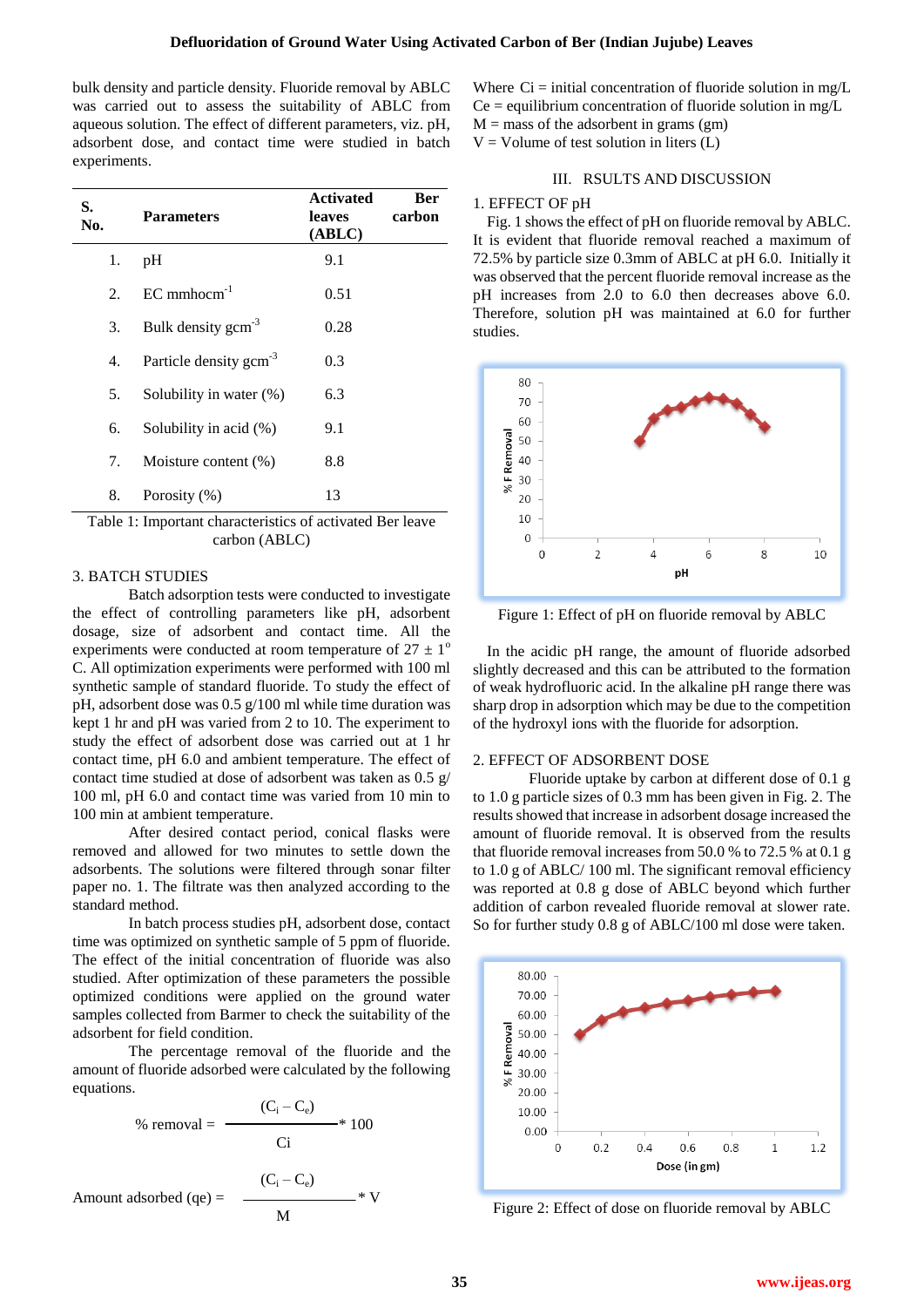bulk density and particle density. Fluoride removal by ABLC was carried out to assess the suitability of ABLC from aqueous solution. The effect of different parameters, viz. pH, adsorbent dose, and contact time were studied in batch experiments.

| S. No. | Parameters | Activated leaves (ABLC) | Ber carbon |
|---|---|---|---|
| 1. | pH | 9.1 | |
| 2. | EC mmhocm$^{-1}$ | 0.51 | |
| 3. | Bulk density gcm$^{-3}$ | 0.28 | |
| 4. | Particle density gcm$^{-3}$ | 0.3 | |
| 5. | Solubility in water (%) | 6.3 | |
| 6. | Solubility in acid (%) | 9.1 | |
| 7. | Moisture content (%) | 8.8 | |
| 8. | Porosity (%) | 13 | |

Table 1: Important characteristics of activated Ber leave carbon (ABLC)

### 3. BATCH STUDIES

Batch adsorption tests were conducted to investigate the effect of controlling parameters like pH, adsorbent dosage, size of adsorbent and contact time. All the experiments were conducted at room temperature of 27 ± 1° C. All optimization experiments were performed with 100 ml synthetic sample of standard fluoride. To study the effect of pH, adsorbent dose was 0.5 g/100 ml while time duration was kept 1 hr and pH was varied from 2 to 10. The experiment to study the effect of adsorbent dose was carried out at 1 hr contact time, pH 6.0 and ambient temperature. The effect of contact time studied at dose of adsorbent was taken as 0.5 g/ 100 ml, pH 6.0 and contact time was varied from 10 min to 100 min at ambient temperature.

After desired contact period, conical flasks were removed and allowed for two minutes to settle down the adsorbents. The solutions were filtered through sonar filter paper no. 1. The filtrate was then analyzed according to the standard method.

In batch process studies pH, adsorbent dose, contact time was optimized on synthetic sample of 5 ppm of fluoride. The effect of the initial concentration of fluoride was also studied. After optimization of these parameters the possible optimized conditions were applied on the ground water samples collected from Barmer to check the suitability of the adsorbent for field condition.

The percentage removal of the fluoride and the amount of fluoride adsorbed were calculated by the following equations.

$$\% \text{ removal} = \frac{(C_i - C_e)}{C_i} * 100$$

$$\text{Amount adsorbed } (q_e) = \frac{(C_i - C_e)}{M} * V$$

Where Ci = initial concentration of fluoride solution in mg/L
Ce = equilibrium concentration of fluoride solution in mg/L
M = mass of the adsorbent in grams (gm)
V = Volume of test solution in liters (L)

## III. RSULTS AND DISCUSSION

### 1. EFFECT OF pH

Fig. 1 shows the effect of pH on fluoride removal by ABLC. It is evident that fluoride removal reached a maximum of 72.5% by particle size 0.3mm of ABLC at pH 6.0. Initially it was observed that the percent fluoride removal increase as the pH increases from 2.0 to 6.0 then decreases above 6.0. Therefore, solution pH was maintained at 6.0 for further studies.

Figure 1: Effect of pH on fluoride removal by ABLC

In the acidic pH range, the amount of fluoride adsorbed slightly decreased and this can be attributed to the formation of weak hydrofluoric acid. In the alkaline pH range there was sharp drop in adsorption which may be due to the competition of the hydroxyl ions with the fluoride for adsorption.

### 2. EFFECT OF ADSORBENT DOSE

Fluoride uptake by carbon at different dose of 0.1 g to 1.0 g particle sizes of 0.3 mm has been given in Fig. 2. The results showed that increase in adsorbent dosage increased the amount of fluoride removal. It is observed from the results that fluoride removal increases from 50.0 % to 72.5 % at 0.1 g to 1.0 g of ABLC/ 100 ml. The significant removal efficiency was reported at 0.8 g dose of ABLC beyond which further addition of carbon revealed fluoride removal at slower rate. So for further study 0.8 g of ABLC/100 ml dose were taken.

Figure 2: Effect of dose on fluoride removal by ABLC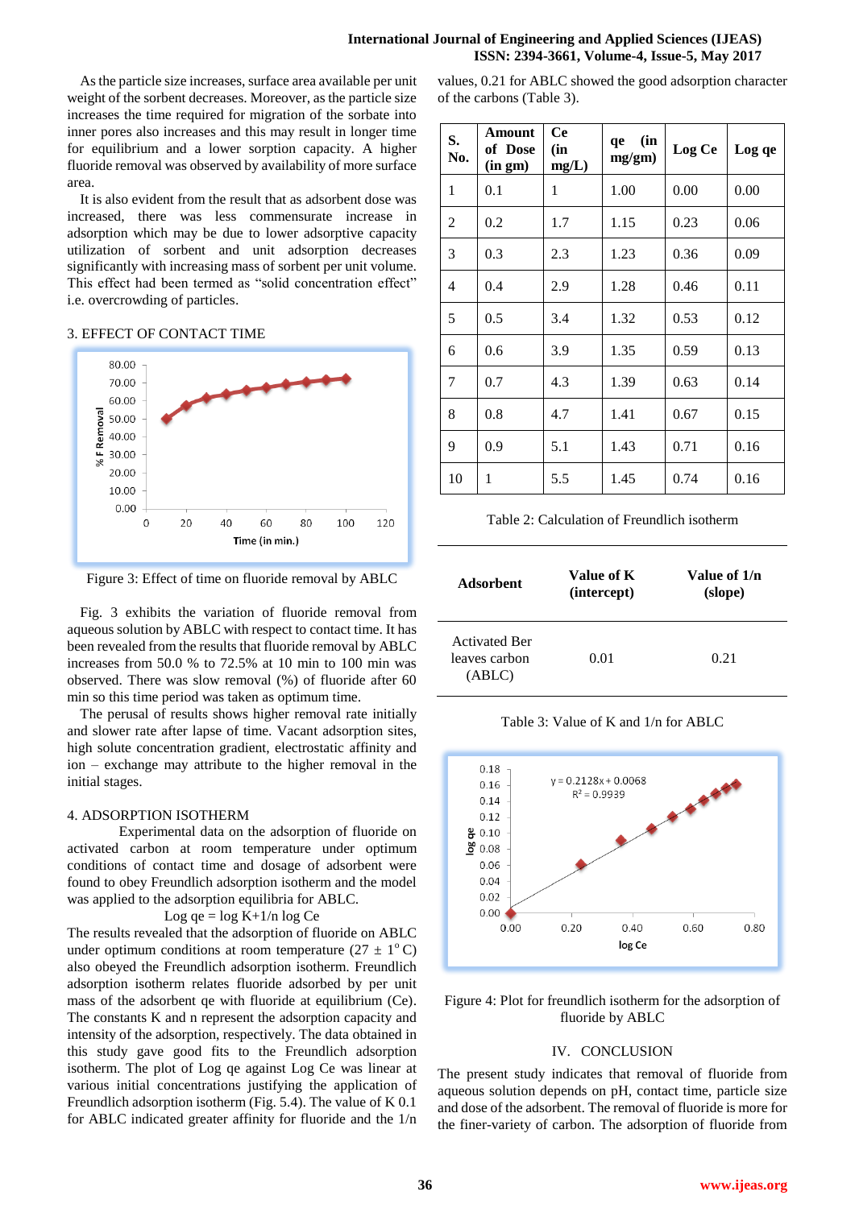As the particle size increases, surface area available per unit weight of the sorbent decreases. Moreover, as the particle size increases the time required for migration of the sorbate into inner pores also increases and this may result in longer time for equilibrium and a lower sorption capacity. A higher fluoride removal was observed by availability of more surface area.

It is also evident from the result that as adsorbent dose was increased, there was less commensurate increase in adsorption which may be due to lower adsorptive capacity utilization of sorbent and unit adsorption decreases significantly with increasing mass of sorbent per unit volume. This effect had been termed as "solid concentration effect" i.e. overcrowding of particles.

## 3. EFFECT OF CONTACT TIME

Figure 3: Effect of time on fluoride removal by ABLC

Fig. 3 exhibits the variation of fluoride removal from aqueous solution by ABLC with respect to contact time. It has been revealed from the results that fluoride removal by ABLC increases from 50.0 % to 72.5% at 10 min to 100 min was observed. There was slow removal (%) of fluoride after 60 min so this time period was taken as optimum time.

The perusal of results shows higher removal rate initially and slower rate after lapse of time. Vacant adsorption sites, high solute concentration gradient, electrostatic affinity and ion – exchange may attribute to the higher removal in the initial stages.

## 4. ADSORPTION ISOTHERM

Experimental data on the adsorption of fluoride on activated carbon at room temperature under optimum conditions of contact time and dosage of adsorbent were found to obey Freundlich adsorption isotherm and the model was applied to the adsorption equilibria for ABLC.

$$\text{Log } q_e = \log K + 1/n \log C_e$$

The results revealed that the adsorption of fluoride on ABLC under optimum conditions at room temperature ($27 \pm 1^{o}$ C) also obeyed the Freundlich adsorption isotherm. Freundlich adsorption isotherm relates fluoride adsorbed by per unit mass of the adsorbent qe with fluoride at equilibrium (Ce). The constants K and n represent the adsorption capacity and intensity of the adsorption, respectively. The data obtained in this study gave good fits to the Freundlich adsorption isotherm. The plot of Log qe against Log Ce was linear at various initial concentrations justifying the application of Freundlich adsorption isotherm (Fig. 5.4). The value of K 0.1 for ABLC indicated greater affinity for fluoride and the 1/n values, 0.21 for ABLC showed the good adsorption character of the carbons (Table 3).

| S. No. | Amount of Dose (in gm) | Ce (in mg/L) | qe (in mg/gm) | Log Ce | Log qe |
|---|---|---|---|---|---|
| 1 | 0.1 | 1 | 1.00 | 0.00 | 0.00 |
| 2 | 0.2 | 1.7 | 1.15 | 0.23 | 0.06 |
| 3 | 0.3 | 2.3 | 1.23 | 0.36 | 0.09 |
| 4 | 0.4 | 2.9 | 1.28 | 0.46 | 0.11 |
| 5 | 0.5 | 3.4 | 1.32 | 0.53 | 0.12 |
| 6 | 0.6 | 3.9 | 1.35 | 0.59 | 0.13 |
| 7 | 0.7 | 4.3 | 1.39 | 0.63 | 0.14 |
| 8 | 0.8 | 4.7 | 1.41 | 0.67 | 0.15 |
| 9 | 0.9 | 5.1 | 1.43 | 0.71 | 0.16 |
| 10 | 1 | 5.5 | 1.45 | 0.74 | 0.16 |

Table 2: Calculation of Freundlich isotherm

| Adsorbent | Value of K (intercept) | Value of 1/n (slope) |
|---|---|---|
| Activated Ber leaves carbon (ABLC) | 0.01 | 0.21 |

Table 3: Value of K and 1/n for ABLC

Figure 4: Plot for freundlich isotherm for the adsorption of fluoride by ABLC

## IV. CONCLUSION

The present study indicates that removal of fluoride from aqueous solution depends on pH, contact time, particle size and dose of the adsorbent. The removal of fluoride is more for the finer-variety of carbon. The adsorption of fluoride from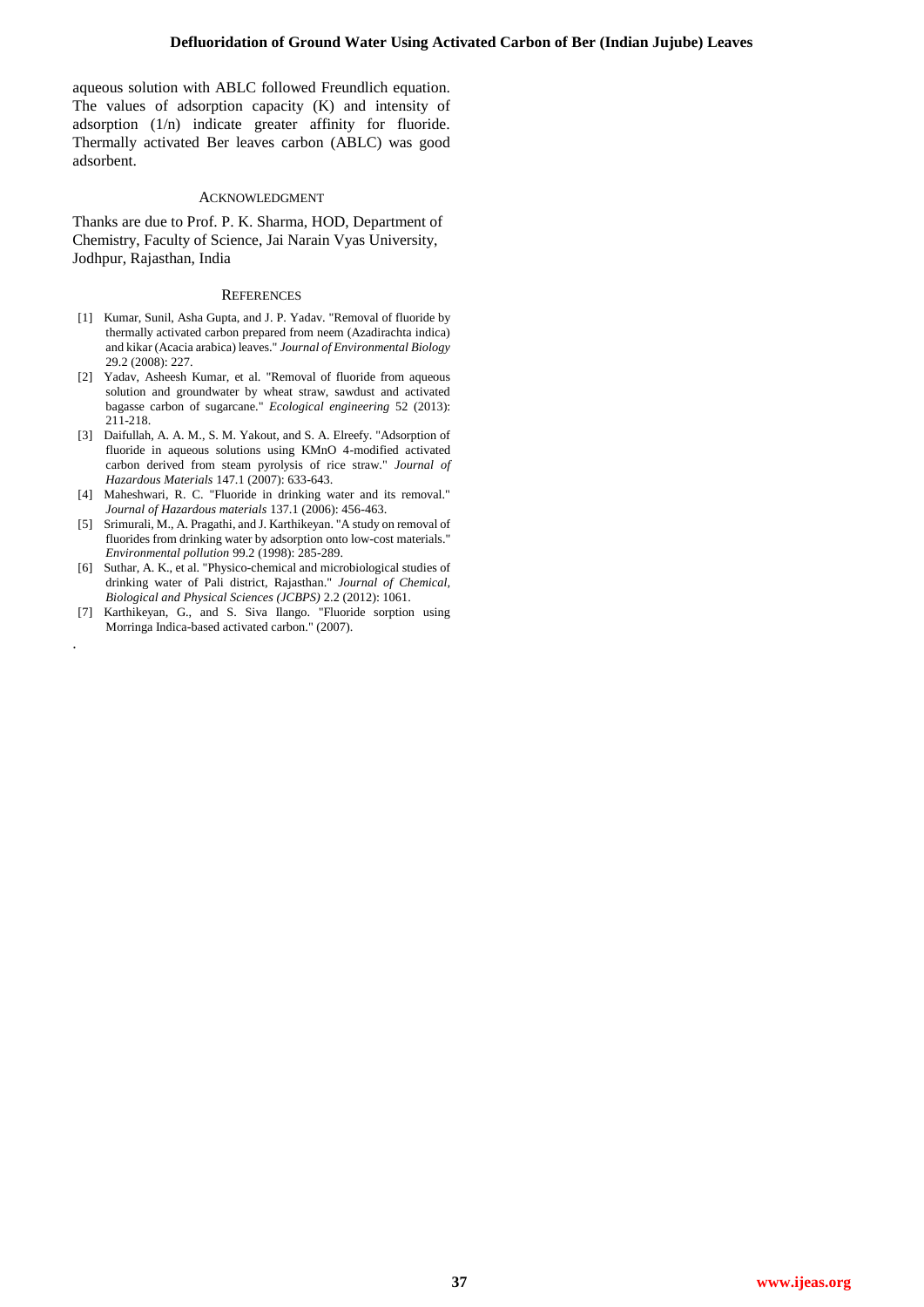aqueous solution with ABLC followed Freundlich equation. The values of adsorption capacity (K) and intensity of adsorption (1/n) indicate greater affinity for fluoride. Thermally activated Ber leaves carbon (ABLC) was good adsorbent.

## ACKNOWLEDGMENT

Thanks are due to Prof. P. K. Sharma, HOD, Department of Chemistry, Faculty of Science, Jai Narain Vyas University, Jodhpur, Rajasthan, India

## REFERENCES

[1] Kumar, Sunil, Asha Gupta, and J. P. Yadav. "Removal of fluoride by thermally activated carbon prepared from neem (Azadirachta indica) and kikar (Acacia arabica) leaves." *Journal of Environmental Biology* 29.2 (2008): 227.

[2] Yadav, Asheesh Kumar, et al. "Removal of fluoride from aqueous solution and groundwater by wheat straw, sawdust and activated bagasse carbon of sugarcane." *Ecological engineering* 52 (2013): 211-218.

[3] Daifullah, A. A. M., S. M. Yakout, and S. A. Elreefy. "Adsorption of fluoride in aqueous solutions using KMnO 4-modified activated carbon derived from steam pyrolysis of rice straw." *Journal of Hazardous Materials* 147.1 (2007): 633-643.

[4] Maheshwari, R. C. "Fluoride in drinking water and its removal." *Journal of Hazardous materials* 137.1 (2006): 456-463.

[5] Srimurali, M., A. Pragathi, and J. Karthikeyan. "A study on removal of fluorides from drinking water by adsorption onto low-cost materials." *Environmental pollution* 99.2 (1998): 285-289.

[6] Suthar, A. K., et al. "Physico-chemical and microbiological studies of drinking water of Pali district, Rajasthan." *Journal of Chemical, Biological and Physical Sciences (JCBPS)* 2.2 (2012): 1061.

[7] Karthikeyan, G., and S. Siva Ilango. "Fluoride sorption using Morringa Indica-based activated carbon." (2007).